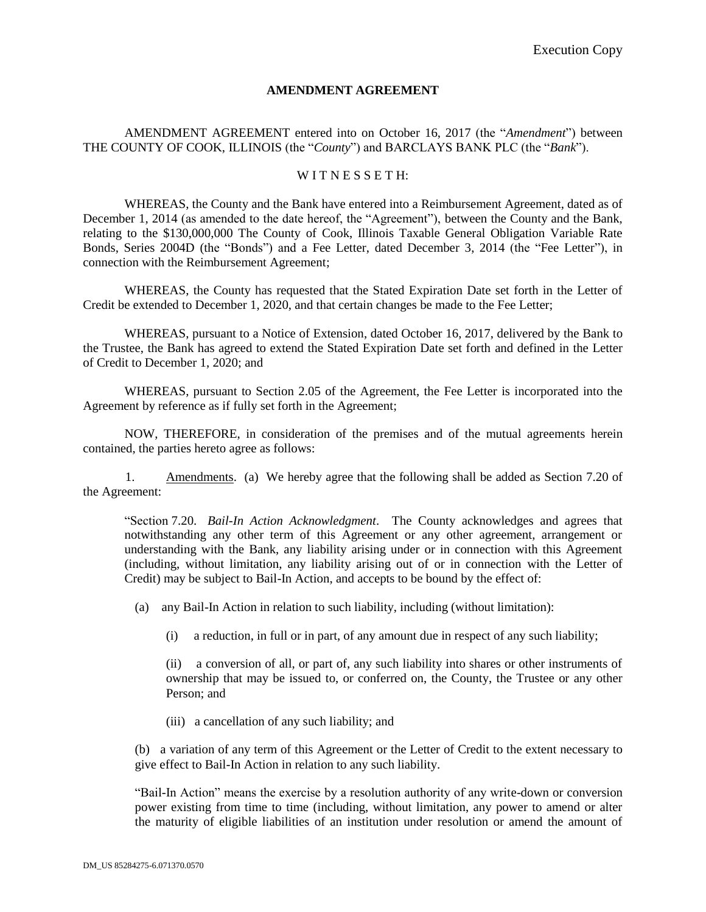Execution Copy

**AMENDMENT AGREEMENT**

AMENDMENT AGREEMENT entered into on October 16, 2017 (the "*Amendment*") between THE COUNTY OF COOK, ILLINOIS (the "*County*") and BARCLAYS BANK PLC (the "*Bank*").

W I T N E S S E T H:

WHEREAS, the County and the Bank have entered into a Reimbursement Agreement, dated as of December 1, 2014 (as amended to the date hereof, the "Agreement"), between the County and the Bank, relating to the $130,000,000 The County of Cook, Illinois Taxable General Obligation Variable Rate Bonds, Series 2004D (the "Bonds") and a Fee Letter, dated December 3, 2014 (the "Fee Letter"), in connection with the Reimbursement Agreement;

WHEREAS, the County has requested that the Stated Expiration Date set forth in the Letter of Credit be extended to December 1, 2020, and that certain changes be made to the Fee Letter;

WHEREAS, pursuant to a Notice of Extension, dated October 16, 2017, delivered by the Bank to the Trustee, the Bank has agreed to extend the Stated Expiration Date set forth and defined in the Letter of Credit to December 1, 2020; and

WHEREAS, pursuant to Section 2.05 of the Agreement, the Fee Letter is incorporated into the Agreement by reference as if fully set forth in the Agreement;

NOW, THEREFORE, in consideration of the premises and of the mutual agreements herein contained, the parties hereto agree as follows:

1. Amendments. (a) We hereby agree that the following shall be added as Section 7.20 of the Agreement:

> "Section 7.20. *Bail-In Action Acknowledgment*. The County acknowledges and agrees that notwithstanding any other term of this Agreement or any other agreement, arrangement or understanding with the Bank, any liability arising under or in connection with this Agreement (including, without limitation, any liability arising out of or in connection with the Letter of Credit) may be subject to Bail-In Action, and accepts to be bound by the effect of:
>
> (a) any Bail-In Action in relation to such liability, including (without limitation):
>
> (i) a reduction, in full or in part, of any amount due in respect of any such liability;
>
> (ii) a conversion of all, or part of, any such liability into shares or other instruments of ownership that may be issued to, or conferred on, the County, the Trustee or any other Person; and
>
> (iii) a cancellation of any such liability; and
>
> (b) a variation of any term of this Agreement or the Letter of Credit to the extent necessary to give effect to Bail-In Action in relation to any such liability.
>
> "Bail-In Action" means the exercise by a resolution authority of any write-down or conversion power existing from time to time (including, without limitation, any power to amend or alter the maturity of eligible liabilities of an institution under resolution or amend the amount of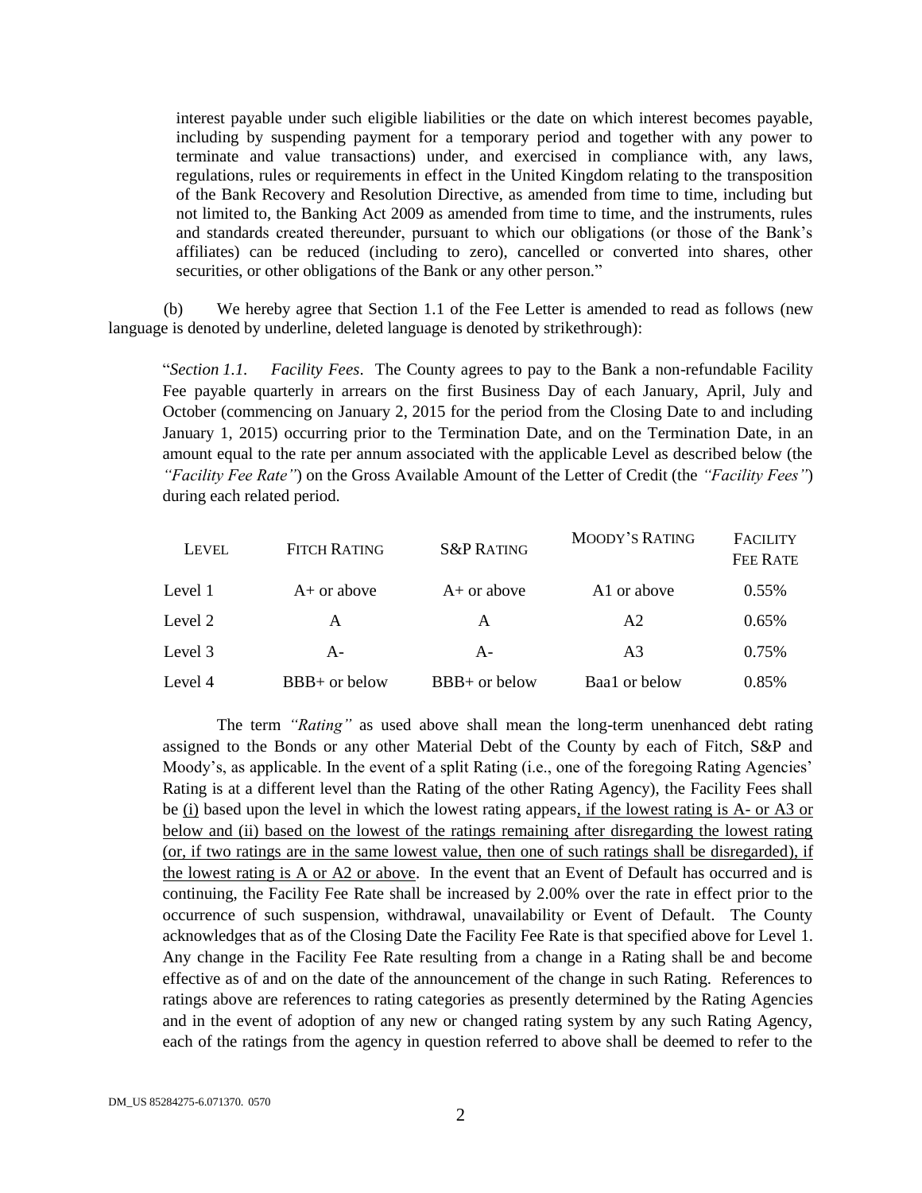interest payable under such eligible liabilities or the date on which interest becomes payable, including by suspending payment for a temporary period and together with any power to terminate and value transactions) under, and exercised in compliance with, any laws, regulations, rules or requirements in effect in the United Kingdom relating to the transposition of the Bank Recovery and Resolution Directive, as amended from time to time, including but not limited to, the Banking Act 2009 as amended from time to time, and the instruments, rules and standards created thereunder, pursuant to which our obligations (or those of the Bank's affiliates) can be reduced (including to zero), cancelled or converted into shares, other securities, or other obligations of the Bank or any other person."

(b) We hereby agree that Section 1.1 of the Fee Letter is amended to read as follows (new language is denoted by underline, deleted language is denoted by strikethrough):

"*Section 1.1. Facility Fees*. The County agrees to pay to the Bank a non-refundable Facility Fee payable quarterly in arrears on the first Business Day of each January, April, July and October (commencing on January 2, 2015 for the period from the Closing Date to and including January 1, 2015) occurring prior to the Termination Date, and on the Termination Date, in an amount equal to the rate per annum associated with the applicable Level as described below (the *"Facility Fee Rate"*) on the Gross Available Amount of the Letter of Credit (the *"Facility Fees"*) during each related period.

| LEVEL | FITCH RATING | S&P RATING | MOODY'S RATING | FACILITY FEE RATE |
|---|---|---|---|---|
| Level 1 | A+ or above | A+ or above | A1 or above | 0.55% |
| Level 2 | A | A | A2 | 0.65% |
| Level 3 | A- | A- | A3 | 0.75% |
| Level 4 | BBB+ or below | BBB+ or below | Baa1 or below | 0.85% |

The term *"Rating"* as used above shall mean the long-term unenhanced debt rating assigned to the Bonds or any other Material Debt of the County by each of Fitch, S&P and Moody's, as applicable. In the event of a split Rating (i.e., one of the foregoing Rating Agencies' Rating is at a different level than the Rating of the other Rating Agency), the Facility Fees shall be <u>(i)</u> based upon the level in which the lowest rating appears<u>, if the lowest rating is A- or A3 or below and (ii) based on the lowest of the ratings remaining after disregarding the lowest rating (or, if two ratings are in the same lowest value, then one of such ratings shall be disregarded), if the lowest rating is A or A2 or above</u>. In the event that an Event of Default has occurred and is continuing, the Facility Fee Rate shall be increased by 2.00% over the rate in effect prior to the occurrence of such suspension, withdrawal, unavailability or Event of Default. The County acknowledges that as of the Closing Date the Facility Fee Rate is that specified above for Level 1. Any change in the Facility Fee Rate resulting from a change in a Rating shall be and become effective as of and on the date of the announcement of the change in such Rating. References to ratings above are references to rating categories as presently determined by the Rating Agencies and in the event of adoption of any new or changed rating system by any such Rating Agency, each of the ratings from the agency in question referred to above shall be deemed to refer to the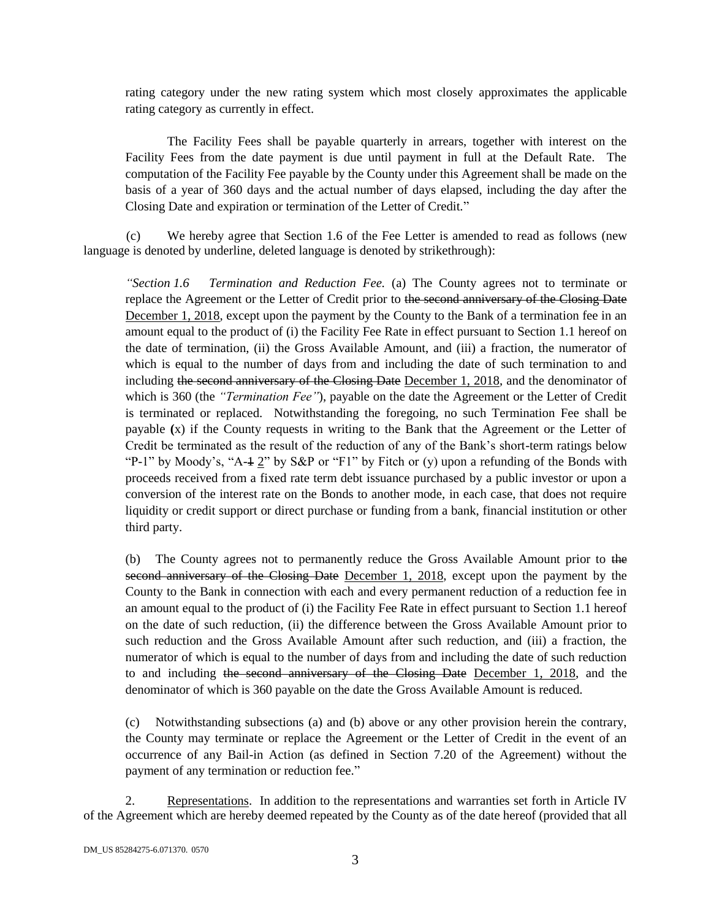rating category under the new rating system which most closely approximates the applicable rating category as currently in effect.

The Facility Fees shall be payable quarterly in arrears, together with interest on the Facility Fees from the date payment is due until payment in full at the Default Rate. The computation of the Facility Fee payable by the County under this Agreement shall be made on the basis of a year of 360 days and the actual number of days elapsed, including the day after the Closing Date and expiration or termination of the Letter of Credit."

(c) We hereby agree that Section 1.6 of the Fee Letter is amended to read as follows (new language is denoted by underline, deleted language is denoted by strikethrough):

*"Section 1.6 Termination and Reduction Fee.* (a) The County agrees not to terminate or replace the Agreement or the Letter of Credit prior to ~~the second anniversary of the Closing Date~~ <u>December 1, 2018</u>, except upon the payment by the County to the Bank of a termination fee in an amount equal to the product of (i) the Facility Fee Rate in effect pursuant to Section 1.1 hereof on the date of termination, (ii) the Gross Available Amount, and (iii) a fraction, the numerator of which is equal to the number of days from and including the date of such termination to and including ~~the second anniversary of the Closing Date~~ <u>December 1, 2018</u>, and the denominator of which is 360 (the *"Termination Fee"*), payable on the date the Agreement or the Letter of Credit is terminated or replaced. Notwithstanding the foregoing, no such Termination Fee shall be payable **(**x) if the County requests in writing to the Bank that the Agreement or the Letter of Credit be terminated as the result of the reduction of any of the Bank's short-term ratings below "P-1" by Moody's, "A-~~1~~ <u>2</u>" by S&P or "F1" by Fitch or (y) upon a refunding of the Bonds with proceeds received from a fixed rate term debt issuance purchased by a public investor or upon a conversion of the interest rate on the Bonds to another mode, in each case, that does not require liquidity or credit support or direct purchase or funding from a bank, financial institution or other third party.

(b) The County agrees not to permanently reduce the Gross Available Amount prior to ~~the second anniversary of the Closing Date~~ <u>December 1, 2018</u>, except upon the payment by the County to the Bank in connection with each and every permanent reduction of a reduction fee in an amount equal to the product of (i) the Facility Fee Rate in effect pursuant to Section 1.1 hereof on the date of such reduction, (ii) the difference between the Gross Available Amount prior to such reduction and the Gross Available Amount after such reduction, and (iii) a fraction, the numerator of which is equal to the number of days from and including the date of such reduction to and including ~~the second anniversary of the Closing Date~~ <u>December 1, 2018</u>, and the denominator of which is 360 payable on the date the Gross Available Amount is reduced.

(c) Notwithstanding subsections (a) and (b) above or any other provision herein the contrary, the County may terminate or replace the Agreement or the Letter of Credit in the event of an occurrence of any Bail-in Action (as defined in Section 7.20 of the Agreement) without the payment of any termination or reduction fee."

2. <u>Representations</u>. In addition to the representations and warranties set forth in Article IV of the Agreement which are hereby deemed repeated by the County as of the date hereof (provided that all

DM_US 85284275-6.071370. 0570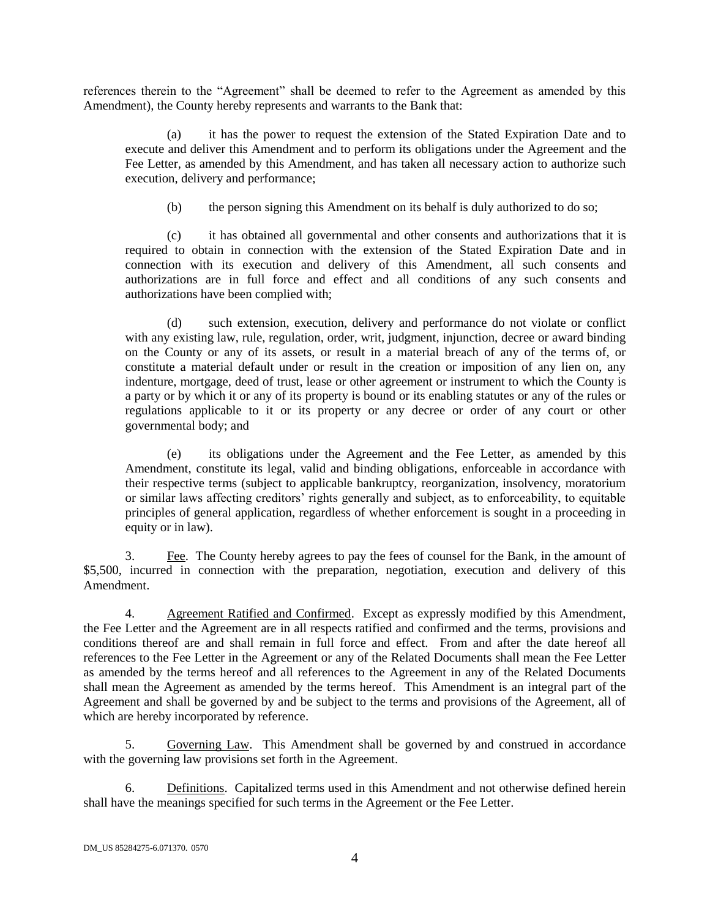references therein to the "Agreement" shall be deemed to refer to the Agreement as amended by this Amendment), the County hereby represents and warrants to the Bank that:

(a) it has the power to request the extension of the Stated Expiration Date and to execute and deliver this Amendment and to perform its obligations under the Agreement and the Fee Letter, as amended by this Amendment, and has taken all necessary action to authorize such execution, delivery and performance;

(b) the person signing this Amendment on its behalf is duly authorized to do so;

(c) it has obtained all governmental and other consents and authorizations that it is required to obtain in connection with the extension of the Stated Expiration Date and in connection with its execution and delivery of this Amendment, all such consents and authorizations are in full force and effect and all conditions of any such consents and authorizations have been complied with;

(d) such extension, execution, delivery and performance do not violate or conflict with any existing law, rule, regulation, order, writ, judgment, injunction, decree or award binding on the County or any of its assets, or result in a material breach of any of the terms of, or constitute a material default under or result in the creation or imposition of any lien on, any indenture, mortgage, deed of trust, lease or other agreement or instrument to which the County is a party or by which it or any of its property is bound or its enabling statutes or any of the rules or regulations applicable to it or its property or any decree or order of any court or other governmental body; and

(e) its obligations under the Agreement and the Fee Letter, as amended by this Amendment, constitute its legal, valid and binding obligations, enforceable in accordance with their respective terms (subject to applicable bankruptcy, reorganization, insolvency, moratorium or similar laws affecting creditors' rights generally and subject, as to enforceability, to equitable principles of general application, regardless of whether enforcement is sought in a proceeding in equity or in law).

3. Fee. The County hereby agrees to pay the fees of counsel for the Bank, in the amount of $5,500, incurred in connection with the preparation, negotiation, execution and delivery of this Amendment.

4. Agreement Ratified and Confirmed. Except as expressly modified by this Amendment, the Fee Letter and the Agreement are in all respects ratified and confirmed and the terms, provisions and conditions thereof are and shall remain in full force and effect. From and after the date hereof all references to the Fee Letter in the Agreement or any of the Related Documents shall mean the Fee Letter as amended by the terms hereof and all references to the Agreement in any of the Related Documents shall mean the Agreement as amended by the terms hereof. This Amendment is an integral part of the Agreement and shall be governed by and be subject to the terms and provisions of the Agreement, all of which are hereby incorporated by reference.

5. Governing Law. This Amendment shall be governed by and construed in accordance with the governing law provisions set forth in the Agreement.

6. Definitions. Capitalized terms used in this Amendment and not otherwise defined herein shall have the meanings specified for such terms in the Agreement or the Fee Letter.

DM_US 85284275-6.071370. 0570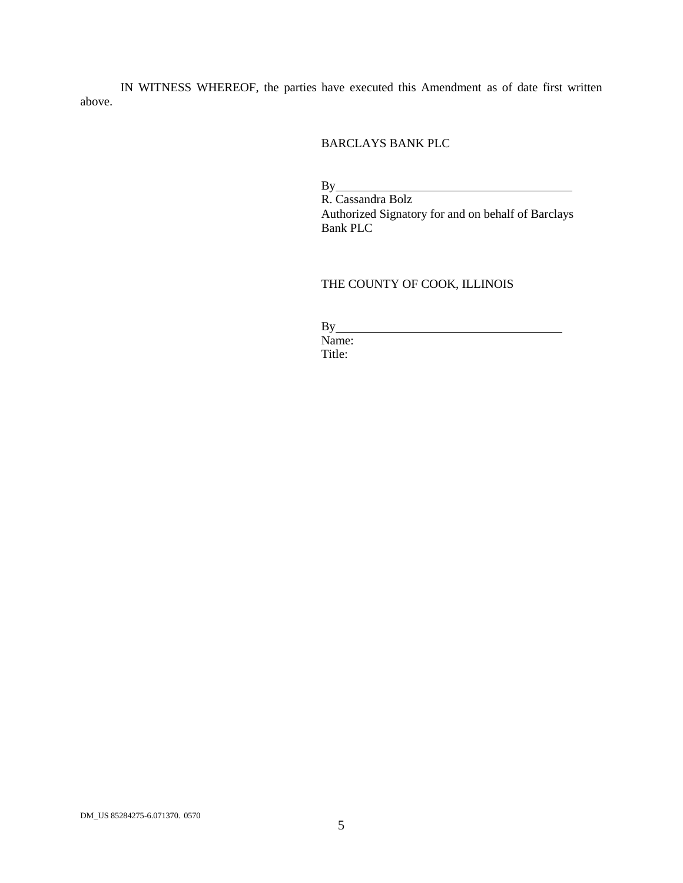IN WITNESS WHEREOF, the parties have executed this Amendment as of date first written above.

BARCLAYS BANK PLC

By\_\_\_\_\_\_\_\_\_\_\_\_\_\_\_\_\_\_\_\_\_\_\_\_\_\_\_\_\_\_\_\_\_\_\_\_\_\_\_\_
R. Cassandra Bolz
Authorized Signatory for and on behalf of Barclays Bank PLC

THE COUNTY OF COOK, ILLINOIS

By\_\_\_\_\_\_\_\_\_\_\_\_\_\_\_\_\_\_\_\_\_\_\_\_\_\_\_\_\_\_\_\_\_\_\_\_\_\_\_\_
Name:
Title:

DM_US 85284275-6.071370. 0570